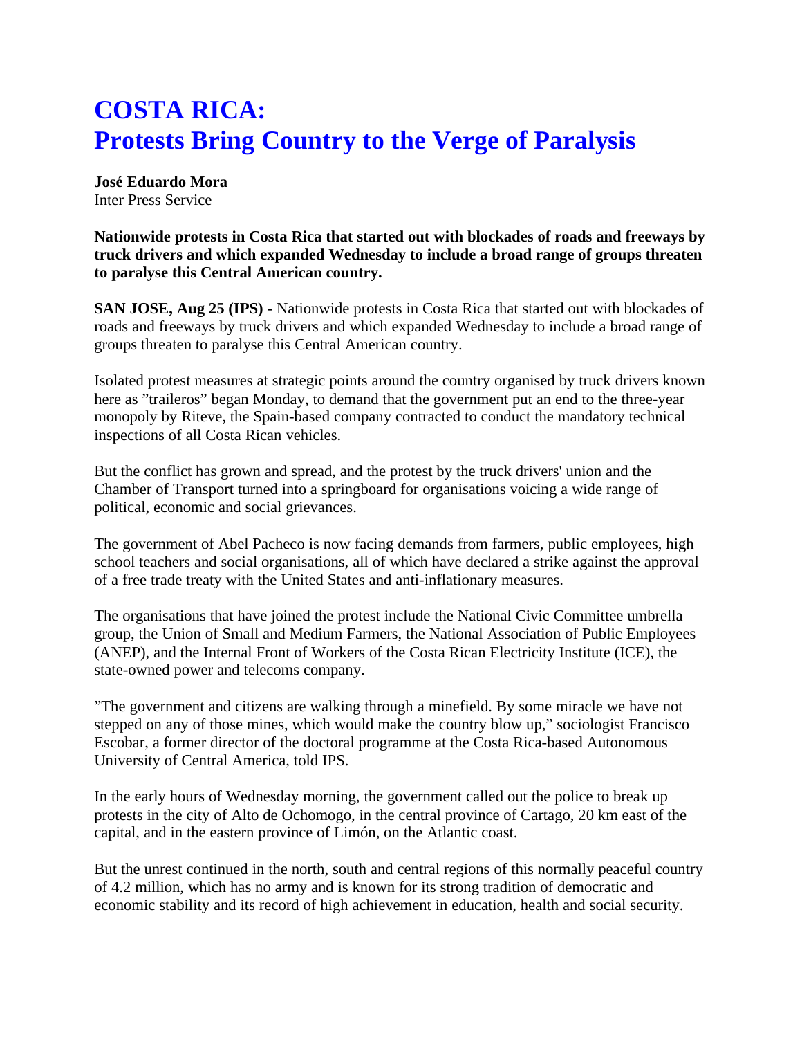# COSTA RICA:
# Protests Bring Country to the Verge of Paralysis

**José Eduardo Mora**
Inter Press Service

**Nationwide protests in Costa Rica that started out with blockades of roads and freeways by truck drivers and which expanded Wednesday to include a broad range of groups threaten to paralyse this Central American country.**

**SAN JOSE, Aug 25 (IPS) -** Nationwide protests in Costa Rica that started out with blockades of roads and freeways by truck drivers and which expanded Wednesday to include a broad range of groups threaten to paralyse this Central American country.

Isolated protest measures at strategic points around the country organised by truck drivers known here as "traileros" began Monday, to demand that the government put an end to the three-year monopoly by Riteve, the Spain-based company contracted to conduct the mandatory technical inspections of all Costa Rican vehicles.

But the conflict has grown and spread, and the protest by the truck drivers' union and the Chamber of Transport turned into a springboard for organisations voicing a wide range of political, economic and social grievances.

The government of Abel Pacheco is now facing demands from farmers, public employees, high school teachers and social organisations, all of which have declared a strike against the approval of a free trade treaty with the United States and anti-inflationary measures.

The organisations that have joined the protest include the National Civic Committee umbrella group, the Union of Small and Medium Farmers, the National Association of Public Employees (ANEP), and the Internal Front of Workers of the Costa Rican Electricity Institute (ICE), the state-owned power and telecoms company.

"The government and citizens are walking through a minefield. By some miracle we have not stepped on any of those mines, which would make the country blow up," sociologist Francisco Escobar, a former director of the doctoral programme at the Costa Rica-based Autonomous University of Central America, told IPS.

In the early hours of Wednesday morning, the government called out the police to break up protests in the city of Alto de Ochomogo, in the central province of Cartago, 20 km east of the capital, and in the eastern province of Limón, on the Atlantic coast.

But the unrest continued in the north, south and central regions of this normally peaceful country of 4.2 million, which has no army and is known for its strong tradition of democratic and economic stability and its record of high achievement in education, health and social security.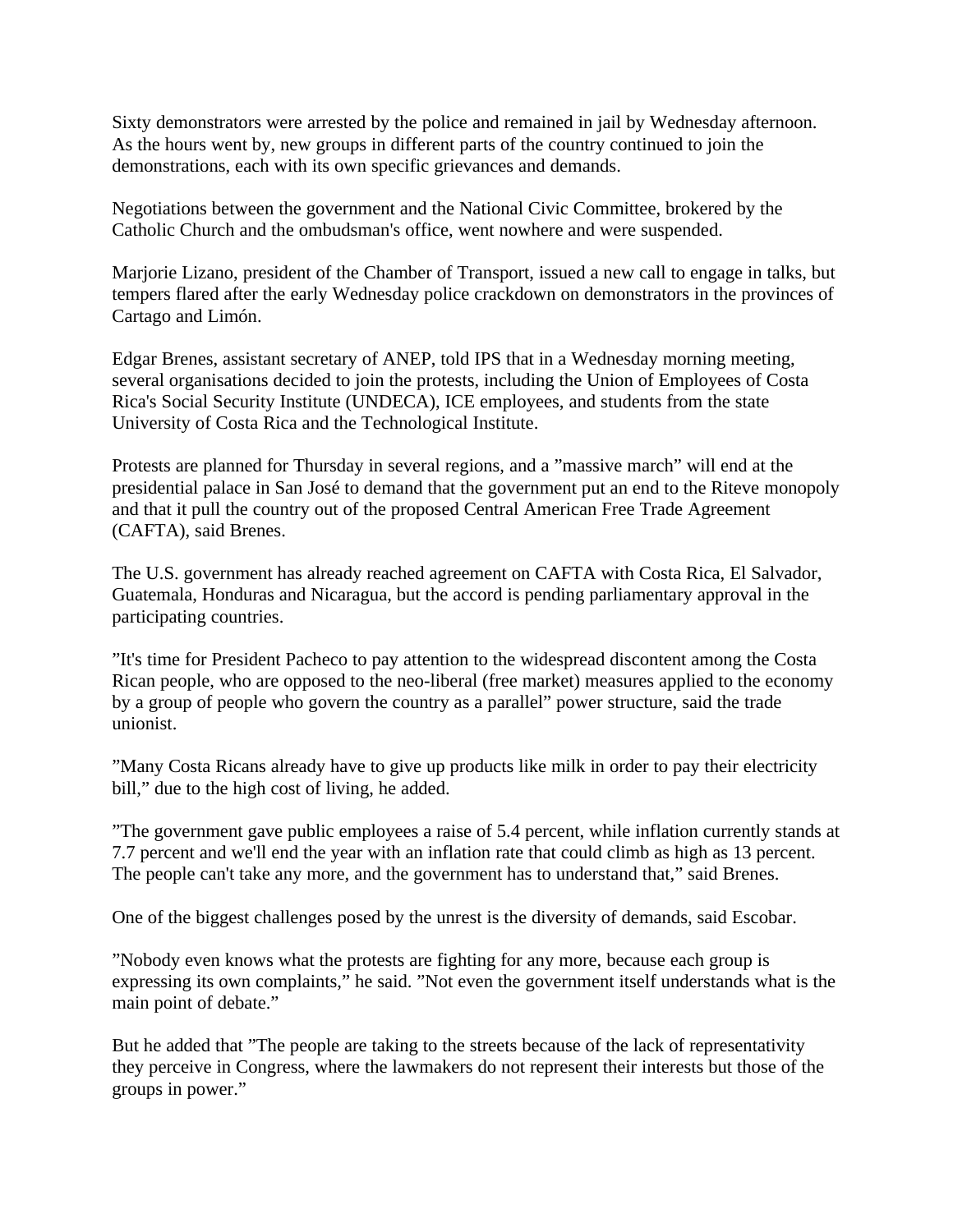Sixty demonstrators were arrested by the police and remained in jail by Wednesday afternoon. As the hours went by, new groups in different parts of the country continued to join the demonstrations, each with its own specific grievances and demands.

Negotiations between the government and the National Civic Committee, brokered by the Catholic Church and the ombudsman's office, went nowhere and were suspended.

Marjorie Lizano, president of the Chamber of Transport, issued a new call to engage in talks, but tempers flared after the early Wednesday police crackdown on demonstrators in the provinces of Cartago and Limón.

Edgar Brenes, assistant secretary of ANEP, told IPS that in a Wednesday morning meeting, several organisations decided to join the protests, including the Union of Employees of Costa Rica's Social Security Institute (UNDECA), ICE employees, and students from the state University of Costa Rica and the Technological Institute.

Protests are planned for Thursday in several regions, and a "massive march" will end at the presidential palace in San José to demand that the government put an end to the Riteve monopoly and that it pull the country out of the proposed Central American Free Trade Agreement (CAFTA), said Brenes.

The U.S. government has already reached agreement on CAFTA with Costa Rica, El Salvador, Guatemala, Honduras and Nicaragua, but the accord is pending parliamentary approval in the participating countries.

"It's time for President Pacheco to pay attention to the widespread discontent among the Costa Rican people, who are opposed to the neo-liberal (free market) measures applied to the economy by a group of people who govern the country as a parallel" power structure, said the trade unionist.

"Many Costa Ricans already have to give up products like milk in order to pay their electricity bill," due to the high cost of living, he added.

"The government gave public employees a raise of 5.4 percent, while inflation currently stands at 7.7 percent and we'll end the year with an inflation rate that could climb as high as 13 percent. The people can't take any more, and the government has to understand that," said Brenes.

One of the biggest challenges posed by the unrest is the diversity of demands, said Escobar.

"Nobody even knows what the protests are fighting for any more, because each group is expressing its own complaints," he said. "Not even the government itself understands what is the main point of debate."

But he added that "The people are taking to the streets because of the lack of representativity they perceive in Congress, where the lawmakers do not represent their interests but those of the groups in power."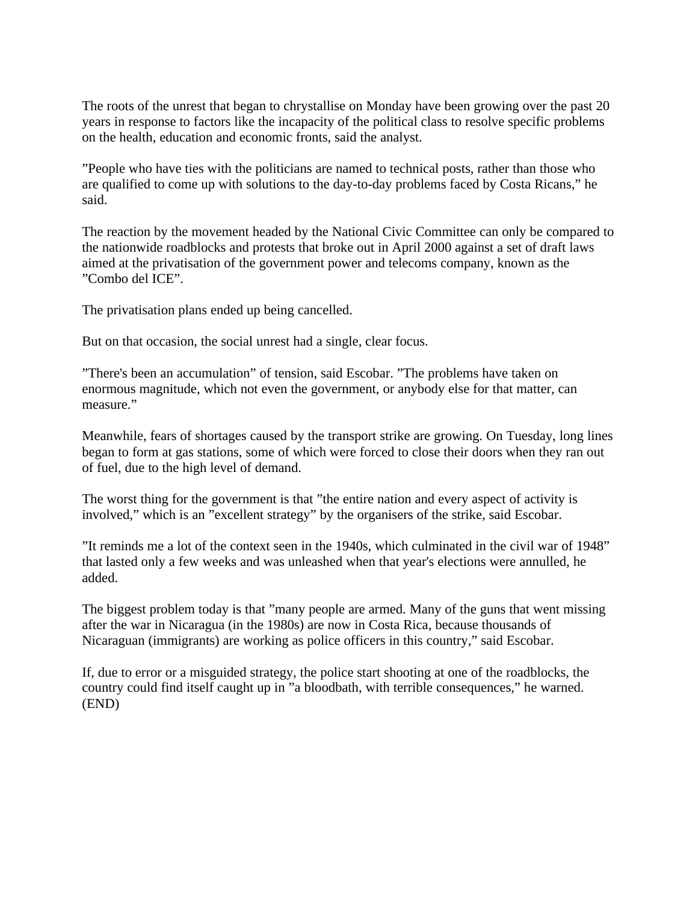The roots of the unrest that began to chrystallise on Monday have been growing over the past 20 years in response to factors like the incapacity of the political class to resolve specific problems on the health, education and economic fronts, said the analyst.

”People who have ties with the politicians are named to technical posts, rather than those who are qualified to come up with solutions to the day-to-day problems faced by Costa Ricans,” he said.

The reaction by the movement headed by the National Civic Committee can only be compared to the nationwide roadblocks and protests that broke out in April 2000 against a set of draft laws aimed at the privatisation of the government power and telecoms company, known as the ”Combo del ICE”.

The privatisation plans ended up being cancelled.

But on that occasion, the social unrest had a single, clear focus.

”There's been an accumulation” of tension, said Escobar. ”The problems have taken on enormous magnitude, which not even the government, or anybody else for that matter, can measure.”

Meanwhile, fears of shortages caused by the transport strike are growing. On Tuesday, long lines began to form at gas stations, some of which were forced to close their doors when they ran out of fuel, due to the high level of demand.

The worst thing for the government is that ”the entire nation and every aspect of activity is involved,” which is an ”excellent strategy” by the organisers of the strike, said Escobar.

”It reminds me a lot of the context seen in the 1940s, which culminated in the civil war of 1948” that lasted only a few weeks and was unleashed when that year's elections were annulled, he added.

The biggest problem today is that ”many people are armed. Many of the guns that went missing after the war in Nicaragua (in the 1980s) are now in Costa Rica, because thousands of Nicaraguan (immigrants) are working as police officers in this country,” said Escobar.

If, due to error or a misguided strategy, the police start shooting at one of the roadblocks, the country could find itself caught up in ”a bloodbath, with terrible consequences,” he warned. (END)